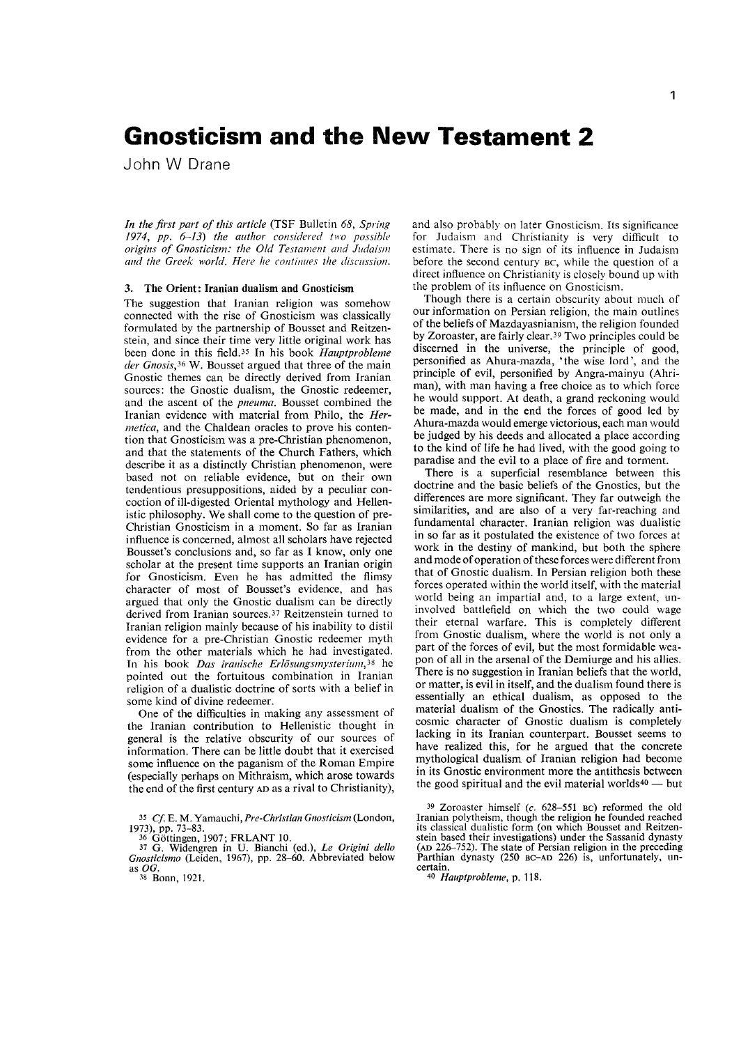# Gnosticism and the New Testament 2

John W Drane

*In the first part of this article (TSF Bulletin 68, Spring 1974, pp. 6–13) the author considered two possible origins of Gnosticism: the Old Testament and Judaism and the Greek world. Here he continues the discussion.*

### 3. The Orient: Iranian dualism and Gnosticism

The suggestion that Iranian religion was somehow connected with the rise of Gnosticism was classically formulated by the partnership of Bousset and Reitzenstein, and since their time very little original work has been done in this field.[35] In his book *Hauptprobleme der Gnosis*,[36] W. Bousset argued that three of the main Gnostic themes can be directly derived from Iranian sources: the Gnostic dualism, the Gnostic redeemer, and the ascent of the *pneuma*. Bousset combined the Iranian evidence with material from Philo, the *Hermetica*, and the Chaldean oracles to prove his contention that Gnosticism was a pre-Christian phenomenon, and that the statements of the Church Fathers, which describe it as a distinctly Christian phenomenon, were based not on reliable evidence, but on their own tendentious presuppositions, aided by a peculiar concoction of ill-digested Oriental mythology and Hellenistic philosophy. We shall come to the question of pre-Christian Gnosticism in a moment. So far as Iranian influence is concerned, almost all scholars have rejected Bousset's conclusions and, so far as I know, only one scholar at the present time supports an Iranian origin for Gnosticism. Even he has admitted the flimsy character of most of Bousset's evidence, and has argued that only the Gnostic dualism can be directly derived from Iranian sources.[37] Reitzenstein turned to Iranian religion mainly because of his inability to distil evidence for a pre-Christian Gnostic redeemer myth from the other materials which he had investigated. In his book *Das iranische Erlösungsmysterium*,[38] he pointed out the fortuitous combination in Iranian religion of a dualistic doctrine of sorts with a belief in some kind of divine redeemer.

One of the difficulties in making any assessment of the Iranian contribution to Hellenistic thought in general is the relative obscurity of our sources of information. There can be little doubt that it exercised some influence on the paganism of the Roman Empire (especially perhaps on Mithraism, which arose towards the end of the first century AD as a rival to Christianity), and also probably on later Gnosticism. Its significance for Judaism and Christianity is very difficult to estimate. There is no sign of its influence in Judaism before the second century BC, while the question of a direct influence on Christianity is closely bound up with the problem of its influence on Gnosticism.

Though there is a certain obscurity about much of our information on Persian religion, the main outlines of the beliefs of Mazdayasnianism, the religion founded by Zoroaster, are fairly clear.[39] Two principles could be discerned in the universe, the principle of good, personified as Ahura-mazda, 'the wise lord', and the principle of evil, personified by Angra-mainyu (Ahriman), with man having a free choice as to which force he would support. At death, a grand reckoning would be made, and in the end the forces of good led by Ahura-mazda would emerge victorious, each man would be judged by his deeds and allocated a place according to the kind of life he had lived, with the good going to paradise and the evil to a place of fire and torment.

There is a superficial resemblance between this doctrine and the basic beliefs of the Gnostics, but the differences are more significant. They far outweigh the similarities, and are also of a very far-reaching and fundamental character. Iranian religion was dualistic in so far as it postulated the existence of two forces at work in the destiny of mankind, but both the sphere and mode of operation of these forces were different from that of Gnostic dualism. In Persian religion both these forces operated within the world itself, with the material world being an impartial and, to a large extent, uninvolved battlefield on which the two could wage their eternal warfare. This is completely different from Gnostic dualism, where the world is not only a part of the forces of evil, but the most formidable weapon of all in the arsenal of the Demiurge and his allies. There is no suggestion in Iranian beliefs that the world, or matter, is evil in itself, and the dualism found there is essentially an ethical dualism, as opposed to the material dualism of the Gnostics. The radically anticosmic character of Gnostic dualism is completely lacking in its Iranian counterpart. Bousset seems to have realized this, for he argued that the concrete mythological dualism of Iranian religion had become in its Gnostic environment more the antithesis between the good spiritual and the evil material worlds[40] — but

---

[35] *Cf.* E. M. Yamauchi, *Pre-Christian Gnosticism* (London, 1973), pp. 73–83.

[36] Göttingen, 1907; FRLANT 10.

[37] G. Widengren in U. Bianchi (ed.), *Le Origini dello Gnosticismo* (Leiden, 1967), pp. 28–60. Abbreviated below as *OG*.

[38] Bonn, 1921.

[39] Zoroaster himself (*c.* 628–551 BC) reformed the old Iranian polytheism, though the religion he founded reached its classical dualistic form (on which Bousset and Reitzenstein based their investigations) under the Sassanid dynasty (AD 226–752). The state of Persian religion in the preceding Parthian dynasty (250 BC–AD 226) is, unfortunately, uncertain.

[40] *Hauptprobleme*, p. 118.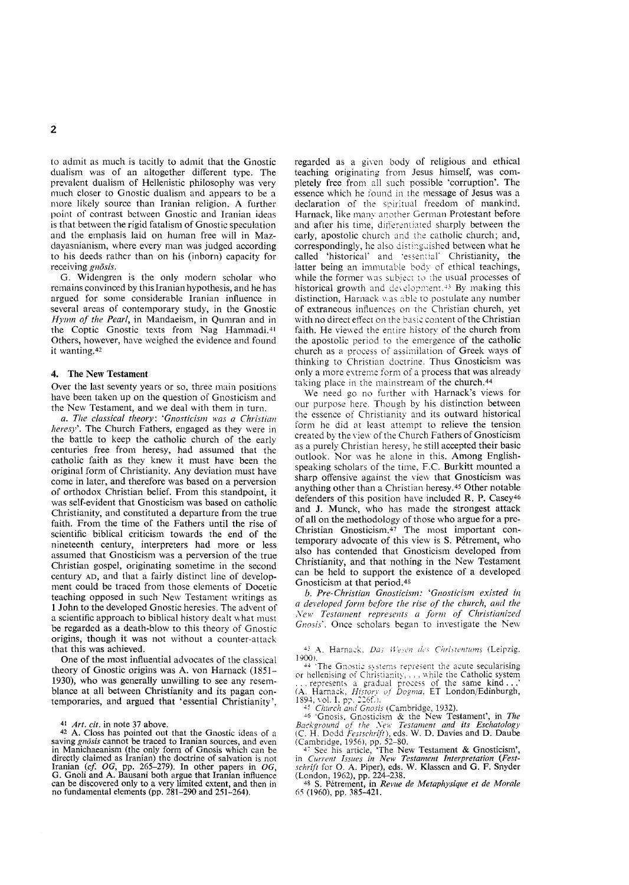to admit as much is tacitly to admit that the Gnostic dualism was of an altogether different type. The prevalent dualism of Hellenistic philosophy was very much closer to Gnostic dualism and appears to be a more likely source than Iranian religion. A further point of contrast between Gnostic and Iranian ideas is that between the rigid fatalism of Gnostic speculation and the emphasis laid on human free will in Mazdayasnianism, where every man was judged according to his deeds rather than on his (inborn) capacity for receiving *gnōsis*.

G. Widengren is the only modern scholar who remains convinced by this Iranian hypothesis, and he has argued for some considerable Iranian influence in several areas of contemporary study, in the Gnostic *Hymn of the Pearl*, in Mandaeism, in Qumran and in the Coptic Gnostic texts from Nag Hammadi.[41] Others, however, have weighed the evidence and found it wanting.[42]

## 4. The New Testament

Over the last seventy years or so, three main positions have been taken up on the question of Gnosticism and the New Testament, and we deal with them in turn.

*a. The classical theory: 'Gnosticism was a Christian heresy'.* The Church Fathers, engaged as they were in the battle to keep the catholic church of the early centuries free from heresy, had assumed that the catholic faith as they knew it must have been the original form of Christianity. Any deviation must have come in later, and therefore was based on a perversion of orthodox Christian belief. From this standpoint, it was self-evident that Gnosticism was based on catholic Christianity, and constituted a departure from the true faith. From the time of the Fathers until the rise of scientific biblical criticism towards the end of the nineteenth century, interpreters had more or less assumed that Gnosticism was a perversion of the true Christian gospel, originating sometime in the second century AD, and that a fairly distinct line of development could be traced from those elements of Docetic teaching opposed in such New Testament writings as 1 John to the developed Gnostic heresies. The advent of a scientific approach to biblical history dealt what must be regarded as a death-blow to this theory of Gnostic origins, though it was not without a counter-attack that this was achieved.

One of the most influential advocates of the classical theory of Gnostic origins was A. von Harnack (1851–1930), who was generally unwilling to see any resemblance at all between Christianity and its pagan contemporaries, and argued that 'essential Christianity', regarded as a given body of religious and ethical teaching originating from Jesus himself, was completely free from all such possible 'corruption'. The essence which he found in the message of Jesus was a declaration of the spiritual freedom of mankind. Harnack, like many another German Protestant before and after his time, differentiated sharply between the early, apostolic church and the catholic church; and, correspondingly, he also distinguished between what he called 'historical' and 'essential' Christianity, the latter being an immutable body of ethical teachings, while the former was subject to the usual processes of historical growth and development.[43] By making this distinction, Harnack was able to postulate any number of extraneous influences on the Christian church, yet with no direct effect on the basic content of the Christian faith. He viewed the entire history of the church from the apostolic period to the emergence of the catholic church as a process of assimilation of Greek ways of thinking to Christian doctrine. Thus Gnosticism was only a more extreme form of a process that was already taking place in the mainstream of the church.[44]

We need go no further with Harnack's views for our purpose here. Though by his distinction between the essence of Christianity and its outward historical form he did at least attempt to relieve the tension created by the view of the Church Fathers of Gnosticism as a purely Christian heresy, he still accepted their basic outlook. Nor was he alone in this. Among English-speaking scholars of the time, F.C. Burkitt mounted a sharp offensive against the view that Gnosticism was anything other than a Christian heresy.[45] Other notable defenders of this position have included R. P. Casey[46] and J. Munck, who has made the strongest attack of all on the methodology of those who argue for a pre-Christian Gnosticism.[47] The most important contemporary advocate of this view is S. Pétrement, who also has contended that Gnosticism developed from Christianity, and that nothing in the New Testament can be held to support the existence of a developed Gnosticism at that period.[48]

*b. Pre-Christian Gnosticism: 'Gnosticism existed in a developed form before the rise of the church, and the New Testament represents a form of Christianized Gnosis'.* Once scholars began to investigate the New

---

[41] *Art. cit.* in note 37 above.

[42] A. Closs has pointed out that the Gnostic ideas of a saving *gnōsis* cannot be traced to Iranian sources, and even in Manichaeanism (the only form of Gnosis which can be directly claimed as Iranian) the doctrine of salvation is not Iranian (*cf. OG*, pp. 265–279). In other papers in *OG*, G. Gnoli and A. Bausani both argue that Iranian influence can be discovered only to a very limited extent, and then in no fundamental elements (pp. 281–290 and 251–264).

[43] A. Harnack, *Das Wesen des Christentums* (Leipzig, 1900).

[44] 'The Gnostic systems represent the acute secularising or hellenising of Christianity, . . . while the Catholic system . . . represents a gradual process of the same kind . . .' (A. Harnack, *History of Dogma*, ET London/Edinburgh, 1894, vol. I, pp. 226f.).

[45] *Church and Gnosis* (Cambridge, 1932).

[46] 'Gnosis, Gnosticism & the New Testament', in *The Background of the New Testament and its Eschatology* (C. H. Dodd *Festschrift*), eds. W. D. Davies and D. Daube (Cambridge, 1956), pp. 52–80.

[47] See his article, 'The New Testament & Gnosticism', in *Current Issues in New Testament Interpretation* (*Festschrift* for O. A. Piper), eds. W. Klassen and G. F. Snyder (London, 1962), pp. 224–238.

[48] S. Pétrement, in *Revue de Metaphysique et de Morale* 65 (1960), pp. 385–421.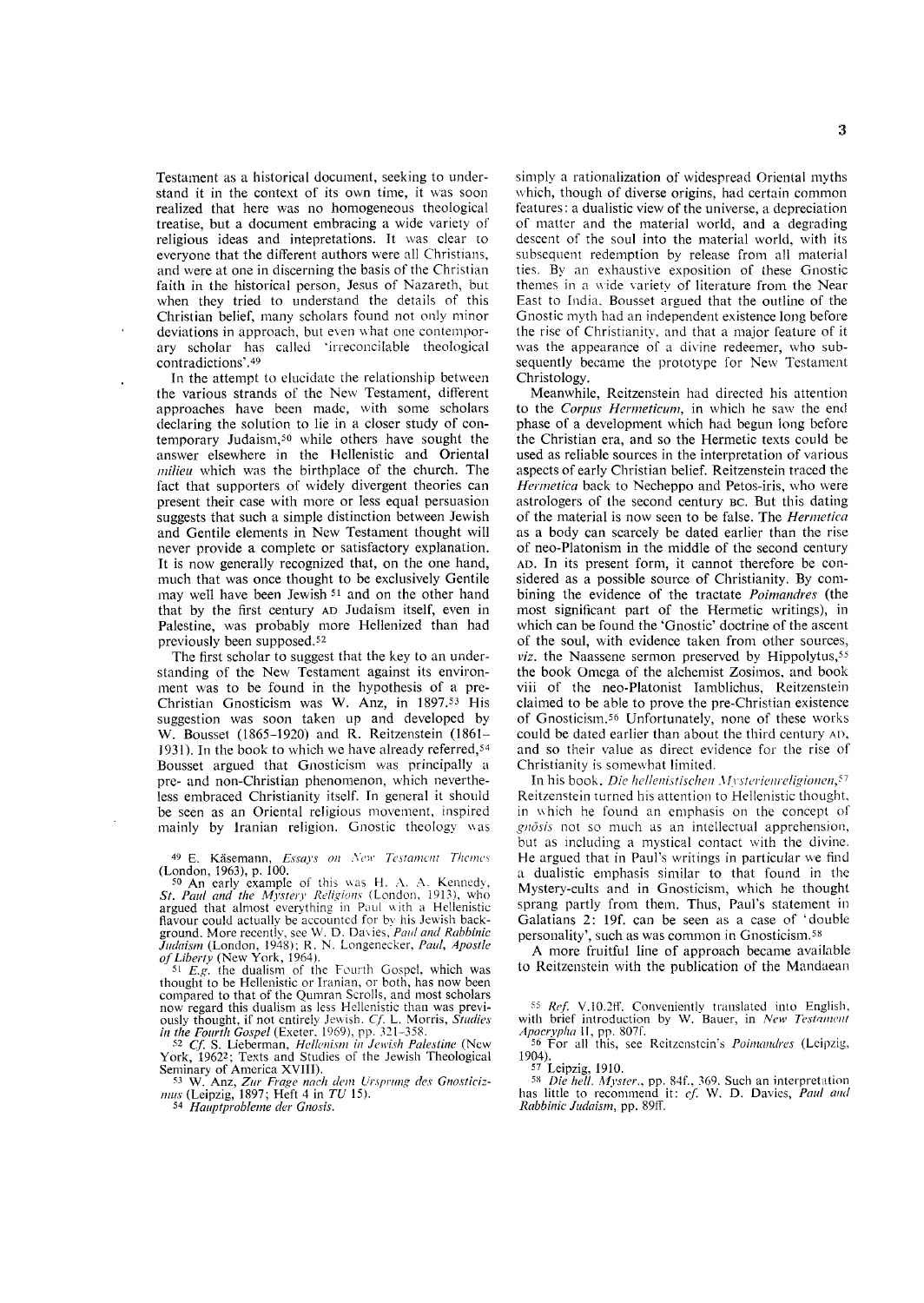Testament as a historical document, seeking to understand it in the context of its own time, it was soon realized that here was no homogeneous theological treatise, but a document embracing a wide variety of religious ideas and intepretations. It was clear to everyone that the different authors were all Christians, and were at one in discerning the basis of the Christian faith in the historical person, Jesus of Nazareth, but when they tried to understand the details of this Christian belief, many scholars found not only minor deviations in approach, but even what one contemporary scholar has called 'irreconcilable theological contradictions'.[49]

In the attempt to elucidate the relationship between the various strands of the New Testament, different approaches have been made, with some scholars declaring the solution to lie in a closer study of contemporary Judaism,[50] while others have sought the answer elsewhere in the Hellenistic and Oriental *milieu* which was the birthplace of the church. The fact that supporters of widely divergent theories can present their case with more or less equal persuasion suggests that such a simple distinction between Jewish and Gentile elements in New Testament thought will never provide a complete or satisfactory explanation. It is now generally recognized that, on the one hand, much that was once thought to be exclusively Gentile may well have been Jewish [51] and on the other hand that by the first century AD Judaism itself, even in Palestine, was probably more Hellenized than had previously been supposed.[52]

The first scholar to suggest that the key to an understanding of the New Testament against its environment was to be found in the hypothesis of a pre-Christian Gnosticism was W. Anz, in 1897.[53] His suggestion was soon taken up and developed by W. Bousset (1865–1920) and R. Reitzenstein (1861–1931). In the book to which we have already referred,[54] Bousset argued that Gnosticism was principally a pre- and non-Christian phenomenon, which nevertheless embraced Christianity itself. In general it should be seen as an Oriental religious movement, inspired mainly by Iranian religion. Gnostic theology was simply a rationalization of widespread Oriental myths which, though of diverse origins, had certain common features: a dualistic view of the universe, a depreciation of matter and the material world, and a degrading descent of the soul into the material world, with its subsequent redemption by release from all material ties. By an exhaustive exposition of these Gnostic themes in a wide variety of literature from the Near East to India, Bousset argued that the outline of the Gnostic myth had an independent existence long before the rise of Christianity, and that a major feature of it was the appearance of a divine redeemer, who subsequently became the prototype for New Testament Christology.

Meanwhile, Reitzenstein had directed his attention to the *Corpus Hermeticum*, in which he saw the end phase of a development which had begun long before the Christian era, and so the Hermetic texts could be used as reliable sources in the interpretation of various aspects of early Christian belief. Reitzenstein traced the *Hermetica* back to Necheppo and Petos-iris, who were astrologers of the second century BC. But this dating of the material is now seen to be false. The *Hermetica* as a body can scarcely be dated earlier than the rise of neo-Platonism in the middle of the second century AD. In its present form, it cannot therefore be considered as a possible source of Christianity. By combining the evidence of the tractate *Poimandres* (the most significant part of the Hermetic writings), in which can be found the 'Gnostic' doctrine of the ascent of the soul, with evidence taken from other sources, *viz.* the Naassene sermon preserved by Hippolytus,[55] the book Omega of the alchemist Zosimos, and book viii of the neo-Platonist Iamblichus, Reitzenstein claimed to be able to prove the pre-Christian existence of Gnosticism.[56] Unfortunately, none of these works could be dated earlier than about the third century AD, and so their value as direct evidence for the rise of Christianity is somewhat limited.

In his book, *Die hellenistischen Mysterienreligionen*,[57] Reitzenstein turned his attention to Hellenistic thought, in which he found an emphasis on the concept of *gnōsis* not so much as an intellectual apprehension, but as including a mystical contact with the divine. He argued that in Paul's writings in particular we find a dualistic emphasis similar to that found in the Mystery-cults and in Gnosticism, which he thought sprang partly from them. Thus, Paul's statement in Galatians 2: 19f. can be seen as a case of 'double personality', such as was common in Gnosticism.[58]

A more fruitful line of approach became available to Reitzenstein with the publication of the Mandaean

---

[49] E. Käsemann, *Essays on New Testament Themes* (London, 1963), p. 100.

[50] An early example of this was H. A. A. Kennedy, *St. Paul and the Mystery Religions* (London, 1913), who argued that almost everything in Paul with a Hellenistic flavour could actually be accounted for by his Jewish background. More recently, see W. D. Davies, *Paul and Rabbinic Judaism* (London, 1948); R. N. Longenecker, *Paul, Apostle of Liberty* (New York, 1964).

[51] *E.g.* the dualism of the Fourth Gospel, which was thought to be Hellenistic or Iranian, or both, has now been compared to that of the Qumran Scrolls, and most scholars now regard this dualism as less Hellenistic than was previously thought, if not entirely Jewish. *Cf.* L. Morris, *Studies in the Fourth Gospel* (Exeter, 1969), pp. 321–358.

[52] *Cf.* S. Lieberman, *Hellenism in Jewish Palestine* (New York, 1962²; Texts and Studies of the Jewish Theological Seminary of America XVIII).

[53] W. Anz, *Zur Frage nach dem Ursprung des Gnosticizmus* (Leipzig, 1897; Heft 4 in *TU* 15).

[54] *Hauptprobleme der Gnosis.*

[55] *Ref.* V.10.2ff. Conveniently translated into English, with brief introduction by W. Bauer, in *New Testament Apocrypha* II, pp. 807f.

[56] For all this, see Reitzenstein's *Poimandres* (Leipzig, 1904).

[57] Leipzig, 1910.

[58] *Die hell. Myster.*, pp. 84f., 369. Such an interpretation has little to recommend it: *cf.* W. D. Davies, *Paul and Rabbinic Judaism*, pp. 89ff.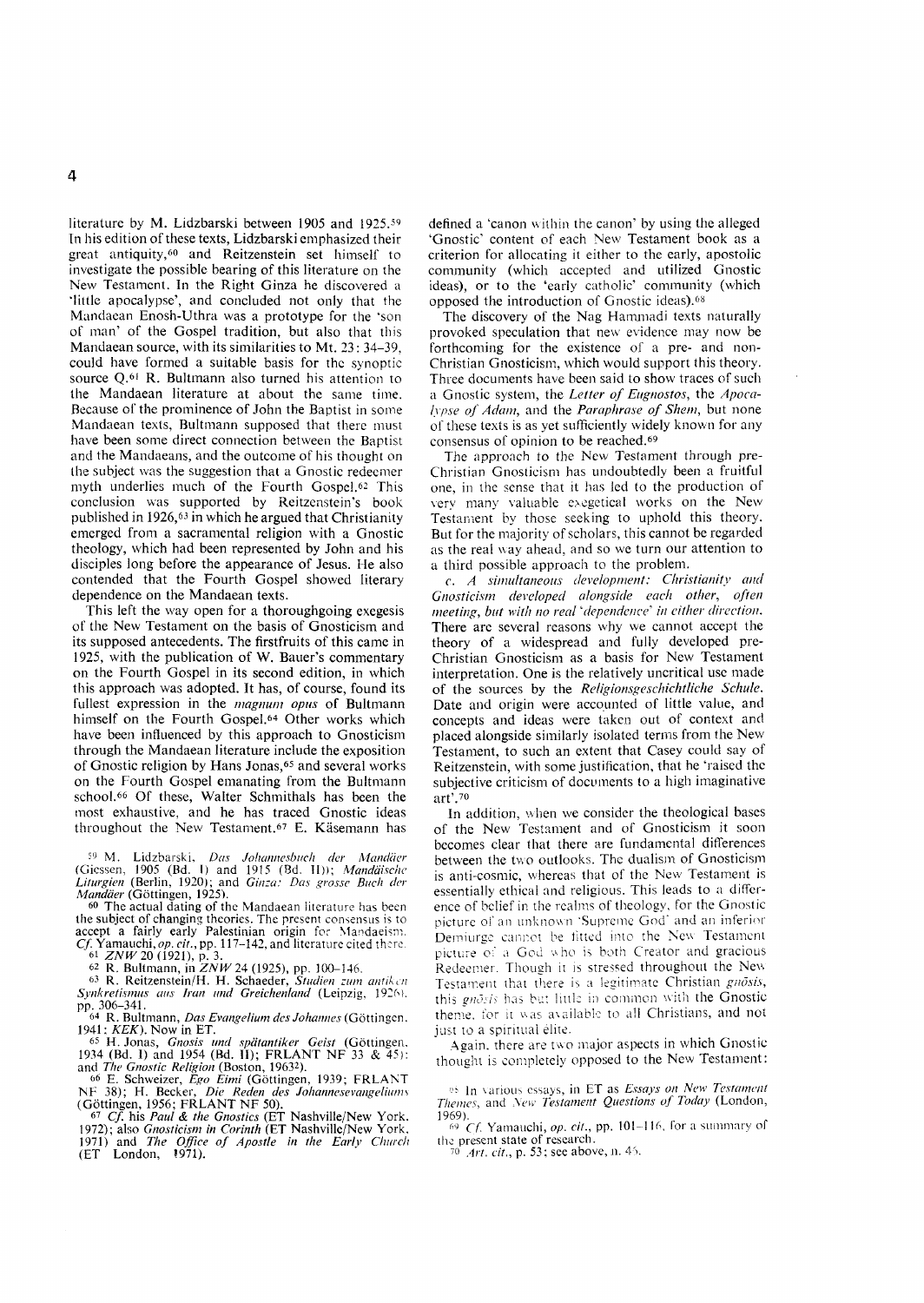literature by M. Lidzbarski between 1905 and 1925.[59] In his edition of these texts, Lidzbarski emphasized their great antiquity,[60] and Reitzenstein set himself to investigate the possible bearing of this literature on the New Testament. In the Right Ginza he discovered a 'little apocalypse', and concluded not only that the Mandaean Enosh-Uthra was a prototype for the 'son of man' of the Gospel tradition, but also that this Mandaean source, with its similarities to Mt. 23: 34–39, could have formed a suitable basis for the synoptic source Q.[61] R. Bultmann also turned his attention to the Mandaean literature at about the same time. Because of the prominence of John the Baptist in some Mandaean texts, Bultmann supposed that there must have been some direct connection between the Baptist and the Mandaeans, and the outcome of his thought on the subject was the suggestion that a Gnostic redeemer myth underlies much of the Fourth Gospel.[62] This conclusion was supported by Reitzenstein's book published in 1926,[63] in which he argued that Christianity emerged from a sacramental religion with a Gnostic theology, which had been represented by John and his disciples long before the appearance of Jesus. He also contended that the Fourth Gospel showed literary dependence on the Mandaean texts.

This left the way open for a thoroughgoing exegesis of the New Testament on the basis of Gnosticism and its supposed antecedents. The firstfruits of this came in 1925, with the publication of W. Bauer's commentary on the Fourth Gospel in its second edition, in which this approach was adopted. It has, of course, found its fullest expression in the *magnum opus* of Bultmann himself on the Fourth Gospel.[64] Other works which have been influenced by this approach to Gnosticism through the Mandaean literature include the exposition of Gnostic religion by Hans Jonas,[65] and several works on the Fourth Gospel emanating from the Bultmann school.[66] Of these, Walter Schmithals has been the most exhaustive, and he has traced Gnostic ideas throughout the New Testament.[67] E. Käsemann has defined a 'canon within the canon' by using the alleged 'Gnostic' content of each New Testament book as a criterion for allocating it either to the early, apostolic community (which accepted and utilized Gnostic ideas), or to the 'early catholic' community (which opposed the introduction of Gnostic ideas).[68]

The discovery of the Nag Hammadi texts naturally provoked speculation that new evidence may now be forthcoming for the existence of a pre- and non-Christian Gnosticism, which would support this theory. Three documents have been said to show traces of such a Gnostic system, the *Letter of Eugnostos*, the *Apocalypse of Adam*, and the *Paraphrase of Shem*, but none of these texts is as yet sufficiently widely known for any consensus of opinion to be reached.[69]

The approach to the New Testament through pre-Christian Gnosticism has undoubtedly been a fruitful one, in the sense that it has led to the production of very many valuable exegetical works on the New Testament by those seeking to uphold this theory. But for the majority of scholars, this cannot be regarded as the real way ahead, and so we turn our attention to a third possible approach to the problem.

*c. A simultaneous development: Christianity and Gnosticism developed alongside each other, often meeting, but with no real 'dependence' in either direction.* There are several reasons why we cannot accept the theory of a widespread and fully developed pre-Christian Gnosticism as a basis for New Testament interpretation. One is the relatively uncritical use made of the sources by the *Religionsgeschichtliche Schule*. Date and origin were accounted of little value, and concepts and ideas were taken out of context and placed alongside similarly isolated terms from the New Testament, to such an extent that Casey could say of Reitzenstein, with some justification, that he 'raised the subjective criticism of documents to a high imaginative art'.[70]

In addition, when we consider the theological bases of the New Testament and of Gnosticism it soon becomes clear that there are fundamental differences between the two outlooks. The dualism of Gnosticism is anti-cosmic, whereas that of the New Testament is essentially ethical and religious. This leads to a difference of belief in the realms of theology, for the Gnostic picture of an unknown 'Supreme God' and an inferior Demiurge cannot be fitted into the New Testament picture of a God who is both Creator and gracious Redeemer. Though it is stressed throughout the New Testament that there is a legitimate Christian *gnōsis*, this *gnōsis* has but little in common with the Gnostic theme, for it was available to all Christians, and not just to a spiritual élite.

Again, there are two major aspects in which Gnostic thought is completely opposed to the New Testament:

---

[59] M. Lidzbarski, *Das Johannesbuch der Mandäer* (Giessen, 1905 (Bd. I) and 1915 (Bd. II)); *Mandäische Liturgien* (Berlin, 1920); and *Ginza: Das grosse Buch der Mandäer* (Göttingen, 1925).

[60] The actual dating of the Mandaean literature has been the subject of changing theories. The present consensus is to accept a fairly early Palestinian origin for Mandaeism. *Cf.* Yamauchi, *op. cit.*, pp. 117–142, and literature cited there.

[61] *ZNW* 20 (1921), p. 3.

[62] R. Bultmann, in *ZNW* 24 (1925), pp. 100–146.

[63] R. Reitzenstein/H. H. Schaeder, *Studien zum antiken Synkretismus aus Iran und Greichenland* (Leipzig, 1926), pp. 306–341.

[64] R. Bultmann, *Das Evangelium des Johannes* (Göttingen, 1941: *KEK*). Now in ET.

[65] H. Jonas, *Gnosis und spätantiker Geist* (Göttingen, 1934 (Bd. I) and 1954 (Bd. II); FRLANT NF 33 & 45); and *The Gnostic Religion* (Boston, 1963²).

[66] E. Schweizer, *Ego Eimi* (Göttingen, 1939; FRLANT NF 38); H. Becker, *Die Reden des Johannesevangeliums* (Göttingen, 1956; FRLANT NF 50).

[67] *Cf.* his *Paul & the Gnostics* (ET Nashville/New York, 1972); also *Gnosticism in Corinth* (ET Nashville/New York, 1971) and *The Office of Apostle in the Early Church* (ET London, 1971).

[68] In various essays, in ET as *Essays on New Testament Themes*, and *New Testament Questions of Today* (London, 1969).

[69] *Cf.* Yamauchi, *op. cit.*, pp. 101–116, for a summary of the present state of research.

[70] *Art. cit.*, p. 53; see above, n. 45.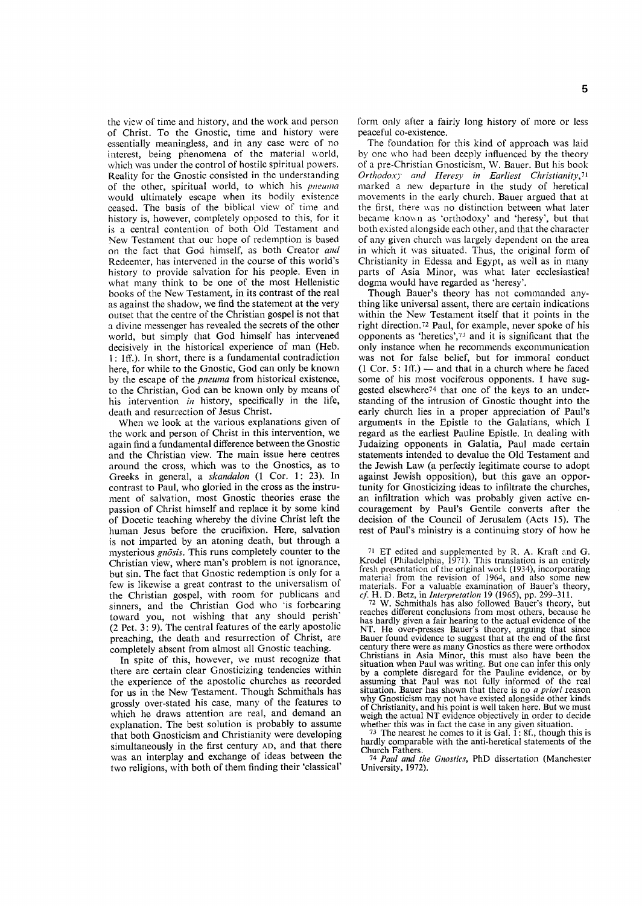the view of time and history, and the work and person of Christ. To the Gnostic, time and history were essentially meaningless, and in any case were of no interest, being phenomena of the material world, which was under the control of hostile spiritual powers. Reality for the Gnostic consisted in the understanding of the other, spiritual world, to which his *pneuma* would ultimately escape when its bodily existence ceased. The basis of the biblical view of time and history is, however, completely opposed to this, for it is a central contention of both Old Testament and New Testament that our hope of redemption is based on the fact that God himself, as both Creator *and* Redeemer, has intervened in the course of this world's history to provide salvation for his people. Even in what many think to be one of the most Hellenistic books of the New Testament, in its contrast of the real as against the shadow, we find the statement at the very outset that the centre of the Christian gospel is not that a divine messenger has revealed the secrets of the other world, but simply that God himself has intervened decisively in the historical experience of man (Heb. 1: 1ff.). In short, there is a fundamental contradiction here, for while to the Gnostic, God can only be known by the escape of the *pneuma* from historical existence, to the Christian, God can be known only by means of his intervention *in* history, specifically in the life, death and resurrection of Jesus Christ.

When we look at the various explanations given of the work and person of Christ in this intervention, we again find a fundamental difference between the Gnostic and the Christian view. The main issue here centres around the cross, which was to the Gnostics, as to Greeks in general, a *skandalon* (1 Cor. 1: 23). In contrast to Paul, who gloried in the cross as the instrument of salvation, most Gnostic theories erase the passion of Christ himself and replace it by some kind of Docetic teaching whereby the divine Christ left the human Jesus before the crucifixion. Here, salvation is not imparted by an atoning death, but through a mysterious *gnōsis*. This runs completely counter to the Christian view, where man's problem is not ignorance, but sin. The fact that Gnostic redemption is only for a few is likewise a great contrast to the universalism of the Christian gospel, with room for publicans and sinners, and the Christian God who 'is forbearing toward you, not wishing that any should perish' (2 Pet. 3: 9). The central features of the early apostolic preaching, the death and resurrection of Christ, are completely absent from almost all Gnostic teaching.

In spite of this, however, we must recognize that there are certain clear Gnosticizing tendencies within the experience of the apostolic churches as recorded for us in the New Testament. Though Schmithals has grossly over-stated his case, many of the features to which he draws attention are real, and demand an explanation. The best solution is probably to assume that both Gnosticism and Christianity were developing simultaneously in the first century AD, and that there was an interplay and exchange of ideas between the two religions, with both of them finding their 'classical' form only after a fairly long history of more or less peaceful co-existence.

The foundation for this kind of approach was laid by one who had been deeply influenced by the theory of a pre-Christian Gnosticism, W. Bauer. But his book *Orthodoxy and Heresy in Earliest Christianity*,[71] marked a new departure in the study of heretical movements in the early church. Bauer argued that at the first, there was no distinction between what later became known as 'orthodoxy' and 'heresy', but that both existed alongside each other, and that the character of any given church was largely dependent on the area in which it was situated. Thus, the original form of Christianity in Edessa and Egypt, as well as in many parts of Asia Minor, was what later ecclesiastical dogma would have regarded as 'heresy'.

Though Bauer's theory has not commanded anything like universal assent, there are certain indications within the New Testament itself that it points in the right direction.[72] Paul, for example, never spoke of his opponents as 'heretics',[73] and it is significant that the only instance when he recommends excommunication was not for false belief, but for immoral conduct (1 Cor. 5: 1ff.) — and that in a church where he faced some of his most vociferous opponents. I have suggested elsewhere[74] that one of the keys to an understanding of the intrusion of Gnostic thought into the early church lies in a proper appreciation of Paul's arguments in the Epistle to the Galatians, which I regard as the earliest Pauline Epistle. In dealing with Judaizing opponents in Galatia, Paul made certain statements intended to devalue the Old Testament and the Jewish Law (a perfectly legitimate course to adopt against Jewish opposition), but this gave an opportunity for Gnosticizing ideas to infiltrate the churches, an infiltration which was probably given active encouragement by Paul's Gentile converts after the decision of the Council of Jerusalem (Acts 15). The rest of Paul's ministry is a continuing story of how he

---

[71] ET edited and supplemented by R. A. Kraft and G. Krodel (Philadelphia, 1971). This translation is an entirely fresh presentation of the original work (1934), incorporating material from the revision of 1964, and also some new materials. For a valuable examination of Bauer's theory, *cf.* H. D. Betz, in *Interpretation* 19 (1965), pp. 299–311.

[72] W. Schmithals has also followed Bauer's theory, but reaches different conclusions from most others, because he has hardly given a fair hearing to the actual evidence of the NT. He over-presses Bauer's theory, arguing that since Bauer found evidence to suggest that at the end of the first century there were as many Gnostics as there were orthodox Christians in Asia Minor, this must also have been the situation when Paul was writing. But one can infer this only by a complete disregard for the Pauline evidence, or by assuming that Paul was not fully informed of the real situation. Bauer has shown that there is no *a priori* reason why Gnosticism may not have existed alongside other kinds of Christianity, and his point is well taken here. But we must weigh the actual NT evidence objectively in order to decide whether this was in fact the case in any given situation.

[73] The nearest he comes to it is Gal. 1: 8f., though this is hardly comparable with the anti-heretical statements of the Church Fathers.

[74] *Paul and the Gnostics*, PhD dissertation (Manchester University, 1972).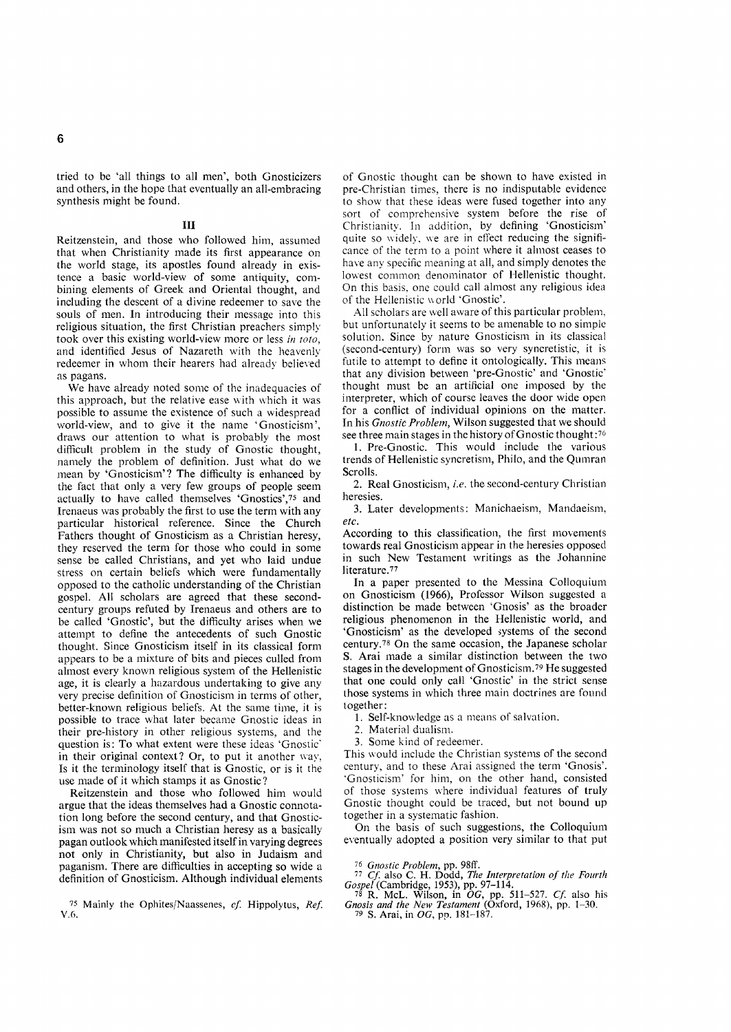tried to be 'all things to all men', both Gnosticizers and others, in the hope that eventually an all-embracing synthesis might be found.

## III

Reitzenstein, and those who followed him, assumed that when Christianity made its first appearance on the world stage, its apostles found already in existence a basic world-view of some antiquity, combining elements of Greek and Oriental thought, and including the descent of a divine redeemer to save the souls of men. In introducing their message into this religious situation, the first Christian preachers simply took over this existing world-view more or less *in toto*, and identified Jesus of Nazareth with the heavenly redeemer in whom their hearers had already believed as pagans.

We have already noted some of the inadequacies of this approach, but the relative ease with which it was possible to assume the existence of such a widespread world-view, and to give it the name 'Gnosticism', draws our attention to what is probably the most difficult problem in the study of Gnostic thought, namely the problem of definition. Just what do we mean by 'Gnosticism'? The difficulty is enhanced by the fact that only a very few groups of people seem actually to have called themselves 'Gnostics',[75] and Irenaeus was probably the first to use the term with any particular historical reference. Since the Church Fathers thought of Gnosticism as a Christian heresy, they reserved the term for those who could in some sense be called Christians, and yet who laid undue stress on certain beliefs which were fundamentally opposed to the catholic understanding of the Christian gospel. All scholars are agreed that these second-century groups refuted by Irenaeus and others are to be called 'Gnostic', but the difficulty arises when we attempt to define the antecedents of such Gnostic thought. Since Gnosticism itself in its classical form appears to be a mixture of bits and pieces culled from almost every known religious system of the Hellenistic age, it is clearly a hazardous undertaking to give any very precise definition of Gnosticism in terms of other, better-known religious beliefs. At the same time, it is possible to trace what later became Gnostic ideas in their pre-history in other religious systems, and the question is: To what extent were these ideas 'Gnostic' in their original context? Or, to put it another way, Is it the terminology itself that is Gnostic, or is it the use made of it which stamps it as Gnostic?

Reitzenstein and those who followed him would argue that the ideas themselves had a Gnostic connotation long before the second century, and that Gnosticism was not so much a Christian heresy as a basically pagan outlook which manifested itself in varying degrees not only in Christianity, but also in Judaism and paganism. There are difficulties in accepting so wide a definition of Gnosticism. Although individual elements of Gnostic thought can be shown to have existed in pre-Christian times, there is no indisputable evidence to show that these ideas were fused together into any sort of comprehensive system before the rise of Christianity. In addition, by defining 'Gnosticism' quite so widely, we are in effect reducing the significance of the term to a point where it almost ceases to have any specific meaning at all, and simply denotes the lowest common denominator of Hellenistic thought. On this basis, one could call almost any religious idea of the Hellenistic world 'Gnostic'.

All scholars are well aware of this particular problem, but unfortunately it seems to be amenable to no simple solution. Since by nature Gnosticism in its classical (second-century) form was so very syncretistic, it is futile to attempt to define it ontologically. This means that any division between 'pre-Gnostic' and 'Gnostic' thought must be an artificial one imposed by the interpreter, which of course leaves the door wide open for a conflict of individual opinions on the matter. In his *Gnostic Problem*, Wilson suggested that we should see three main stages in the history of Gnostic thought:[76]

1. Pre-Gnostic. This would include the various trends of Hellenistic syncretism, Philo, and the Qumran Scrolls.
2. Real Gnosticism, *i.e.* the second-century Christian heresies.
3. Later developments: Manichaeism, Mandaeism, *etc.*

According to this classification, the first movements towards real Gnosticism appear in the heresies opposed in such New Testament writings as the Johannine literature.[77]

In a paper presented to the Messina Colloquium on Gnosticism (1966), Professor Wilson suggested a distinction be made between 'Gnosis' as the broader religious phenomenon in the Hellenistic world, and 'Gnosticism' as the developed systems of the second century.[78] On the same occasion, the Japanese scholar S. Arai made a similar distinction between the two stages in the development of Gnosticism.[79] He suggested that one could only call 'Gnostic' in the strict sense those systems in which three main doctrines are found together:

1. Self-knowledge as a means of salvation.
2. Material dualism.
3. Some kind of redeemer.

This would include the Christian systems of the second century, and to these Arai assigned the term 'Gnosis'. 'Gnosticism' for him, on the other hand, consisted of those systems where individual features of truly Gnostic thought could be traced, but not bound up together in a systematic fashion.

On the basis of such suggestions, the Colloquium eventually adopted a position very similar to that put

---

[75] Mainly the Ophites/Naassenes, *cf.* Hippolytus, *Ref.* V.6.

[76] *Gnostic Problem*, pp. 98ff.

[77] *Cf.* also C. H. Dodd, *The Interpretation of the Fourth Gospel* (Cambridge, 1953), pp. 97–114.

[78] R. McL. Wilson, in *OG*, pp. 511–527. *Cf.* also his *Gnosis and the New Testament* (Oxford, 1968), pp. 1–30.

[79] S. Arai, in *OG*, pp. 181–187.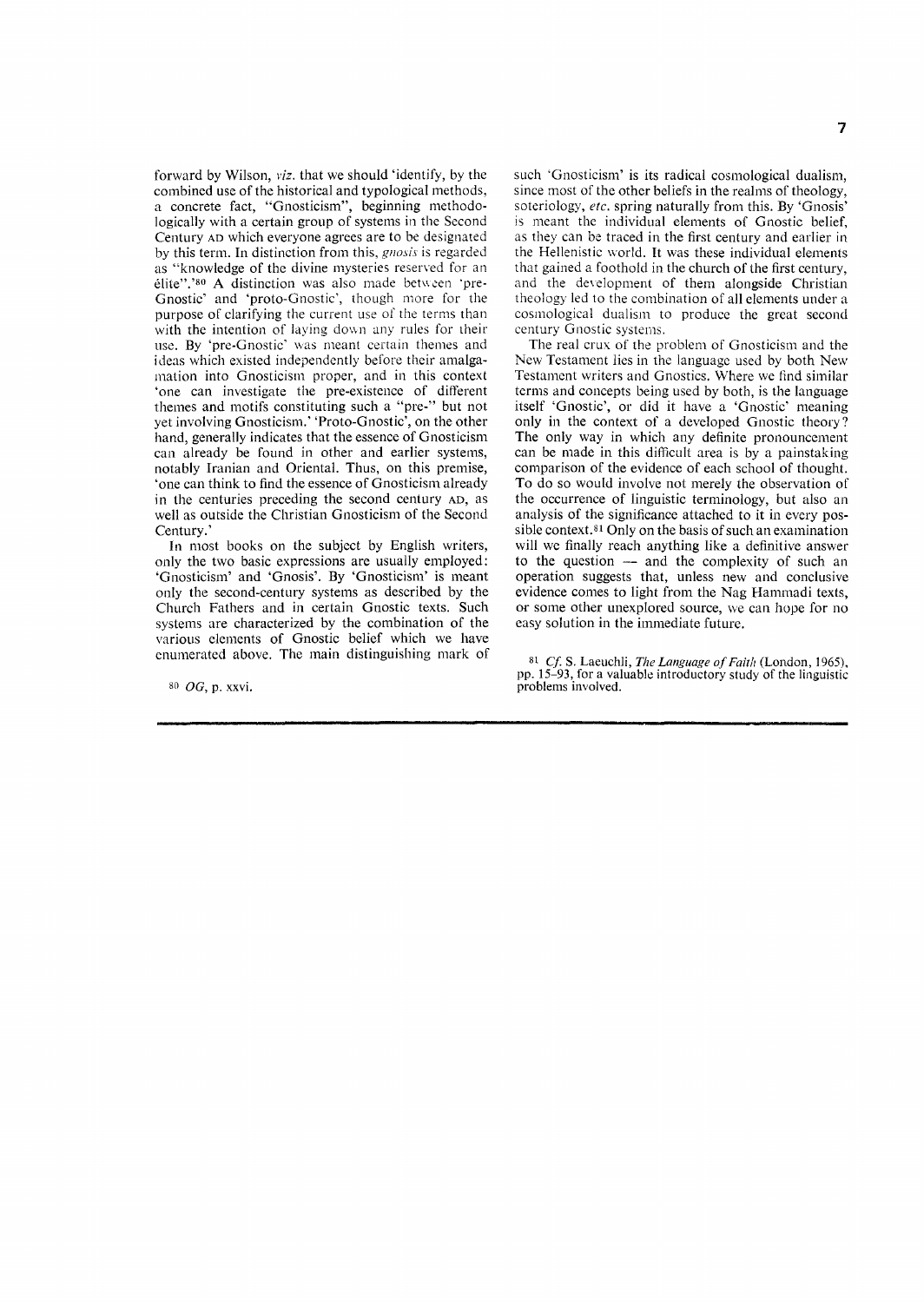forward by Wilson, *viz.* that we should 'identify, by the combined use of the historical and typological methods, a concrete fact, "Gnosticism", beginning methodologically with a certain group of systems in the Second Century AD which everyone agrees are to be designated by this term. In distinction from this, *gnosis* is regarded as "knowledge of the divine mysteries reserved for an élite".'[80] A distinction was also made between 'pre-Gnostic' and 'proto-Gnostic', though more for the purpose of clarifying the current use of the terms than with the intention of laying down any rules for their use. By 'pre-Gnostic' was meant certain themes and ideas which existed independently before their amalgamation into Gnosticism proper, and in this context 'one can investigate the pre-existence of different themes and motifs constituting such a "pre-" but not yet involving Gnosticism.' 'Proto-Gnostic', on the other hand, generally indicates that the essence of Gnosticism can already be found in other and earlier systems, notably Iranian and Oriental. Thus, on this premise, 'one can think to find the essence of Gnosticism already in the centuries preceding the second century AD, as well as outside the Christian Gnosticism of the Second Century.'

In most books on the subject by English writers, only the two basic expressions are usually employed: 'Gnosticism' and 'Gnosis'. By 'Gnosticism' is meant only the second-century systems as described by the Church Fathers and in certain Gnostic texts. Such systems are characterized by the combination of the various elements of Gnostic belief which we have enumerated above. The main distinguishing mark of such 'Gnosticism' is its radical cosmological dualism, since most of the other beliefs in the realms of theology, soteriology, *etc.* spring naturally from this. By 'Gnosis' is meant the individual elements of Gnostic belief, as they can be traced in the first century and earlier in the Hellenistic world. It was these individual elements that gained a foothold in the church of the first century, and the development of them alongside Christian theology led to the combination of all elements under a cosmological dualism to produce the great second century Gnostic systems.

The real crux of the problem of Gnosticism and the New Testament lies in the language used by both New Testament writers and Gnostics. Where we find similar terms and concepts being used by both, is the language itself 'Gnostic', or did it have a 'Gnostic' meaning only in the context of a developed Gnostic theory? The only way in which any definite pronouncement can be made in this difficult area is by a painstaking comparison of the evidence of each school of thought. To do so would involve not merely the observation of the occurrence of linguistic terminology, but also an analysis of the significance attached to it in every possible context.[81] Only on the basis of such an examination will we finally reach anything like a definitive answer to the question — and the complexity of such an operation suggests that, unless new and conclusive evidence comes to light from the Nag Hammadi texts, or some other unexplored source, we can hope for no easy solution in the immediate future.

[80] *OG*, p. xxvi.

[81] *Cf.* S. Laeuchli, *The Language of Faith* (London, 1965), pp. 15–93, for a valuable introductory study of the linguistic problems involved.